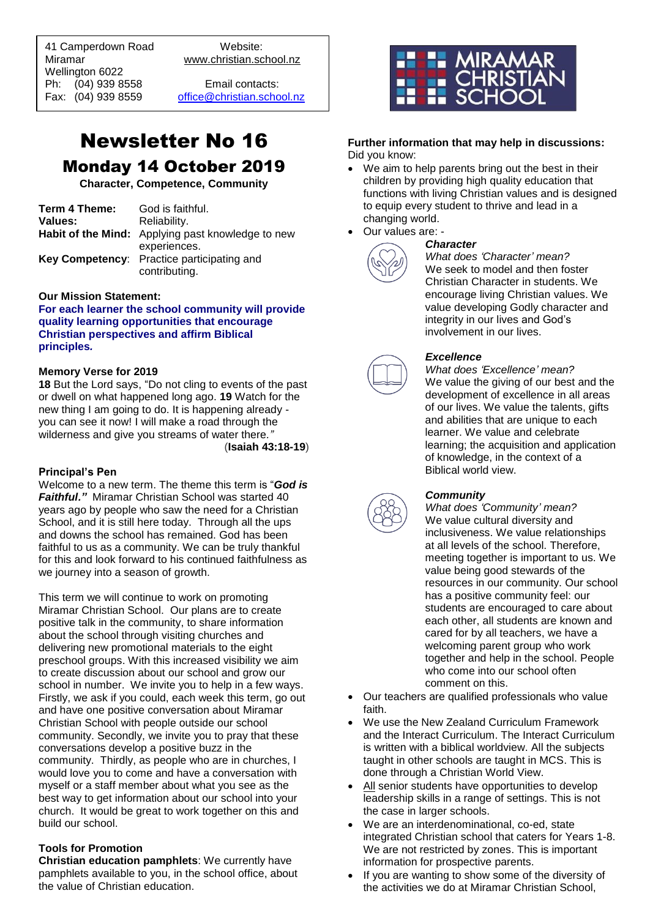41 Camperdown Road
Miramar
Wellington 6022
Ph: (04) 939 8558
Fax: (04) 939 8559

Website:
www.christian.school.nz

Email contacts:
office@christian.school.nz

MIRAMAR CHRISTIAN SCHOOL

# Newsletter No 16

## Monday 14 October 2019

**Character, Competence, Community**

| | |
|---|---|
| **Term 4 Theme:** | God is faithful. |
| **Values:** | Reliability. |
| **Habit of the Mind:** | Applying past knowledge to new experiences. |
| **Key Competency**: | Practice participating and contributing. |

**Our Mission Statement:**

**For each learner the school community will provide quality learning opportunities that encourage Christian perspectives and affirm Biblical principles.**

**Memory Verse for 2019**

**18** But the Lord says, "Do not cling to events of the past or dwell on what happened long ago. **19** Watch for the new thing I am going to do. It is happening already - you can see it now! I will make a road through the wilderness and give you streams of water there.*"*
(**Isaiah 43:18-19**)

**Principal's Pen**

Welcome to a new term. The theme this term is "***God is Faithful."*** Miramar Christian School was started 40 years ago by people who saw the need for a Christian School, and it is still here today. Through all the ups and downs the school has remained. God has been faithful to us as a community. We can be truly thankful for this and look forward to his continued faithfulness as we journey into a season of growth.

This term we will continue to work on promoting Miramar Christian School. Our plans are to create positive talk in the community, to share information about the school through visiting churches and delivering new promotional materials to the eight preschool groups. With this increased visibility we aim to create discussion about our school and grow our school in number. We invite you to help in a few ways. Firstly, we ask if you could, each week this term, go out and have one positive conversation about Miramar Christian School with people outside our school community. Secondly, we invite you to pray that these conversations develop a positive buzz in the community. Thirdly, as people who are in churches, I would love you to come and have a conversation with myself or a staff member about what you see as the best way to get information about our school into your church. It would be great to work together on this and build our school.

**Tools for Promotion**

**Christian education pamphlets**: We currently have pamphlets available to you, in the school office, about the value of Christian education.

**Further information that may help in discussions:**
Did you know:

- We aim to help parents bring out the best in their children by providing high quality education that functions with living Christian values and is designed to equip every student to thrive and lead in a changing world.
- Our values are: -

  ***Character***
  *What does 'Character' mean?*
  We seek to model and then foster Christian Character in students. We encourage living Christian values. We value developing Godly character and integrity in our lives and God's involvement in our lives.

  ***Excellence***
  *What does 'Excellence' mean?*
  We value the giving of our best and the development of excellence in all areas of our lives. We value the talents, gifts and abilities that are unique to each learner. We value and celebrate learning; the acquisition and application of knowledge, in the context of a Biblical world view.

  ***Community***
  *What does 'Community' mean?*
  We value cultural diversity and inclusiveness. We value relationships at all levels of the school. Therefore, meeting together is important to us. We value being good stewards of the resources in our community. Our school has a positive community feel: our students are encouraged to care about each other, all students are known and cared for by all teachers, we have a welcoming parent group who work together and help in the school. People who come into our school often comment on this.

- Our teachers are qualified professionals who value faith.
- We use the New Zealand Curriculum Framework and the Interact Curriculum. The Interact Curriculum is written with a biblical worldview. All the subjects taught in other schools are taught in MCS. This is done through a Christian World View.
- <u>All</u> senior students have opportunities to develop leadership skills in a range of settings. This is not the case in larger schools.
- We are an interdenominational, co-ed, state integrated Christian school that caters for Years 1-8. We are not restricted by zones. This is important information for prospective parents.
- If you are wanting to show some of the diversity of the activities we do at Miramar Christian School,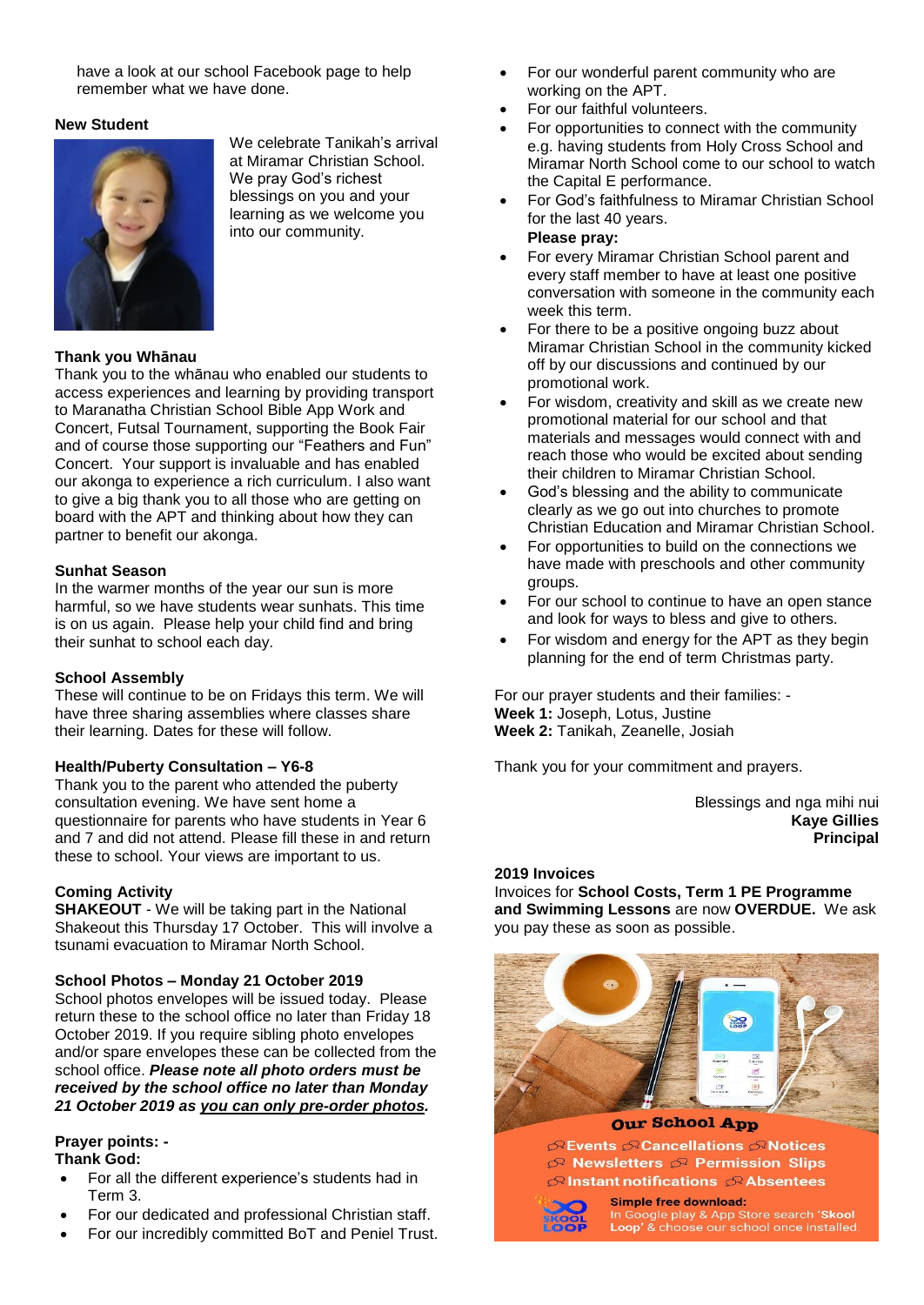have a look at our school Facebook page to help remember what we have done.

**New Student**

We celebrate Tanikah's arrival at Miramar Christian School. We pray God's richest blessings on you and your learning as we welcome you into our community.

**Thank you Whānau**

Thank you to the whānau who enabled our students to access experiences and learning by providing transport to Maranatha Christian School Bible App Work and Concert, Futsal Tournament, supporting the Book Fair and of course those supporting our "Feathers and Fun" Concert. Your support is invaluable and has enabled our akonga to experience a rich curriculum. I also want to give a big thank you to all those who are getting on board with the APT and thinking about how they can partner to benefit our akonga.

**Sunhat Season**

In the warmer months of the year our sun is more harmful, so we have students wear sunhats. This time is on us again. Please help your child find and bring their sunhat to school each day.

**School Assembly**

These will continue to be on Fridays this term. We will have three sharing assemblies where classes share their learning. Dates for these will follow.

**Health/Puberty Consultation – Y6-8**

Thank you to the parent who attended the puberty consultation evening. We have sent home a questionnaire for parents who have students in Year 6 and 7 and did not attend. Please fill these in and return these to school. Your views are important to us.

**Coming Activity**

**SHAKEOUT** - We will be taking part in the National Shakeout this Thursday 17 October. This will involve a tsunami evacuation to Miramar North School.

**School Photos – Monday 21 October 2019**

School photos envelopes will be issued today. Please return these to the school office no later than Friday 18 October 2019. If you require sibling photo envelopes and/or spare envelopes these can be collected from the school office. ***Please note all photo orders must be received by the school office no later than Monday 21 October 2019 as <u>you can only pre-order photos</u>.***

**Prayer points: -**
**Thank God:**

- For all the different experience's students had in Term 3.
- For our dedicated and professional Christian staff.
- For our incredibly committed BoT and Peniel Trust.
- For our wonderful parent community who are working on the APT.
- For our faithful volunteers.
- For opportunities to connect with the community e.g. having students from Holy Cross School and Miramar North School come to our school to watch the Capital E performance.
- For God's faithfulness to Miramar Christian School for the last 40 years.

**Please pray:**

- For every Miramar Christian School parent and every staff member to have at least one positive conversation with someone in the community each week this term.
- For there to be a positive ongoing buzz about Miramar Christian School in the community kicked off by our discussions and continued by our promotional work.
- For wisdom, creativity and skill as we create new promotional material for our school and that materials and messages would connect with and reach those who would be excited about sending their children to Miramar Christian School.
- God's blessing and the ability to communicate clearly as we go out into churches to promote Christian Education and Miramar Christian School.
- For opportunities to build on the connections we have made with preschools and other community groups.
- For our school to continue to have an open stance and look for ways to bless and give to others.
- For wisdom and energy for the APT as they begin planning for the end of term Christmas party.

For our prayer students and their families: -
**Week 1:** Joseph, Lotus, Justine
**Week 2:** Tanikah, Zeanelle, Josiah

Thank you for your commitment and prayers.

Blessings and nga mihi nui
**Kaye Gillies**
**Principal**

**2019 Invoices**

Invoices for **School Costs, Term 1 PE Programme and Swimming Lessons** are now **OVERDUE.** We ask you pay these as soon as possible.

**Our School App**

Events · Cancellations · Notices · Newsletters · Permission Slips · Instant notifications · Absentees

**Simple free download:**
In Google play & App Store search '**Skool Loop**' & choose our school once installed.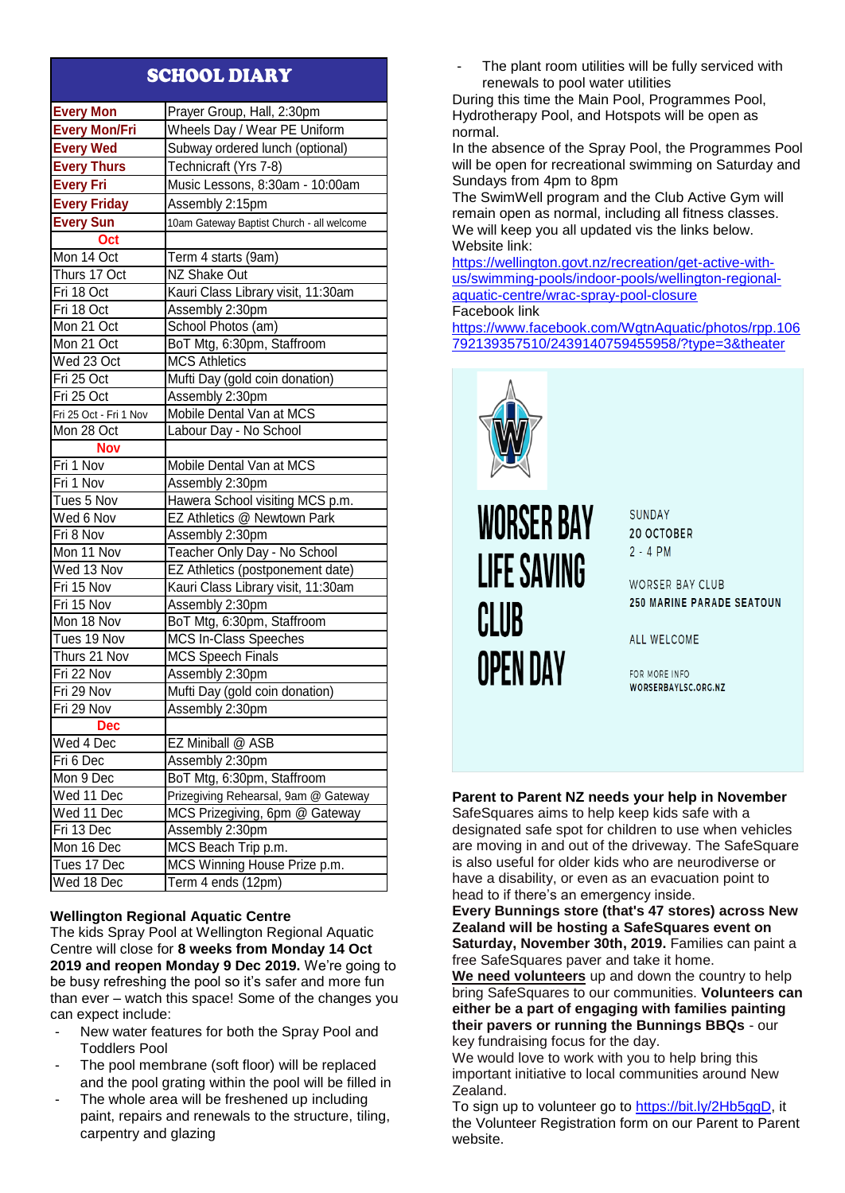## SCHOOL DIARY

| | |
|---|---|
| Every Mon | Prayer Group, Hall, 2:30pm |
| Every Mon/Fri | Wheels Day / Wear PE Uniform |
| Every Wed | Subway ordered lunch (optional) |
| Every Thurs | Technicraft (Yrs 7-8) |
| Every Fri | Music Lessons, 8:30am - 10:00am |
| Every Friday | Assembly 2:15pm |
| Every Sun | 10am Gateway Baptist Church - all welcome |
| **Oct** | |
| Mon 14 Oct | Term 4 starts (9am) |
| Thurs 17 Oct | NZ Shake Out |
| Fri 18 Oct | Kauri Class Library visit, 11:30am |
| Fri 18 Oct | Assembly 2:30pm |
| Mon 21 Oct | School Photos (am) |
| Mon 21 Oct | BoT Mtg, 6:30pm, Staffroom |
| Wed 23 Oct | MCS Athletics |
| Fri 25 Oct | Mufti Day (gold coin donation) |
| Fri 25 Oct | Assembly 2:30pm |
| Fri 25 Oct - Fri 1 Nov | Mobile Dental Van at MCS |
| Mon 28 Oct | Labour Day - No School |
| **Nov** | |
| Fri 1 Nov | Mobile Dental Van at MCS |
| Fri 1 Nov | Assembly 2:30pm |
| Tues 5 Nov | Hawera School visiting MCS p.m. |
| Wed 6 Nov | EZ Athletics @ Newtown Park |
| Fri 8 Nov | Assembly 2:30pm |
| Mon 11 Nov | Teacher Only Day - No School |
| Wed 13 Nov | EZ Athletics (postponement date) |
| Fri 15 Nov | Kauri Class Library visit, 11:30am |
| Fri 15 Nov | Assembly 2:30pm |
| Mon 18 Nov | BoT Mtg, 6:30pm, Staffroom |
| Tues 19 Nov | MCS In-Class Speeches |
| Thurs 21 Nov | MCS Speech Finals |
| Fri 22 Nov | Assembly 2:30pm |
| Fri 29 Nov | Mufti Day (gold coin donation) |
| Fri 29 Nov | Assembly 2:30pm |
| **Dec** | |
| Wed 4 Dec | EZ Miniball @ ASB |
| Fri 6 Dec | Assembly 2:30pm |
| Mon 9 Dec | BoT Mtg, 6:30pm, Staffroom |
| Wed 11 Dec | Prizegiving Rehearsal, 9am @ Gateway |
| Wed 11 Dec | MCS Prizegiving, 6pm @ Gateway |
| Fri 13 Dec | Assembly 2:30pm |
| Mon 16 Dec | MCS Beach Trip p.m. |
| Tues 17 Dec | MCS Winning House Prize p.m. |
| Wed 18 Dec | Term 4 ends (12pm) |

**Wellington Regional Aquatic Centre**

The kids Spray Pool at Wellington Regional Aquatic Centre will close for **8 weeks from Monday 14 Oct 2019 and reopen Monday 9 Dec 2019.** We're going to be busy refreshing the pool so it's safer and more fun than ever – watch this space! Some of the changes you can expect include:

- New water features for both the Spray Pool and Toddlers Pool
- The pool membrane (soft floor) will be replaced and the pool grating within the pool will be filled in
- The whole area will be freshened up including paint, repairs and renewals to the structure, tiling, carpentry and glazing
- The plant room utilities will be fully serviced with renewals to pool water utilities

During this time the Main Pool, Programmes Pool, Hydrotherapy Pool, and Hotspots will be open as normal.

In the absence of the Spray Pool, the Programmes Pool will be open for recreational swimming on Saturday and Sundays from 4pm to 8pm

The SwimWell program and the Club Active Gym will remain open as normal, including all fitness classes.

We will keep you all updated vis the links below.

Website link:

https://wellington.govt.nz/recreation/get-active-with-us/swimming-pools/indoor-pools/wellington-regional-aquatic-centre/wrac-spray-pool-closure

Facebook link

https://www.facebook.com/WgtnAquatic/photos/rpp.106792139357510/2439140759455958/?type=3&theater

**WORSER BAY LIFE SAVING CLUB OPEN DAY**

SUNDAY
20 OCTOBER
2 - 4 PM

WORSER BAY CLUB
250 MARINE PARADE SEATOUN

ALL WELCOME

FOR MORE INFO
WORSERBAYLSC.ORG.NZ

**Parent to Parent NZ needs your help in November**

SafeSquares aims to help keep kids safe with a designated safe spot for children to use when vehicles are moving in and out of the driveway. The SafeSquare is also useful for older kids who are neurodiverse or have a disability, or even as an evacuation point to head to if there's an emergency inside.

**Every Bunnings store (that's 47 stores) across New Zealand will be hosting a SafeSquares event on Saturday, November 30th, 2019.** Families can paint a free SafeSquares paver and take it home.

**We need volunteers** up and down the country to help bring SafeSquares to our communities. **Volunteers can either be a part of engaging with families painting their pavers or running the Bunnings BBQs** - our key fundraising focus for the day.

We would love to work with you to help bring this important initiative to local communities around New Zealand.

To sign up to volunteer go to https://bit.ly/2Hb5ggD, it the Volunteer Registration form on our Parent to Parent website.